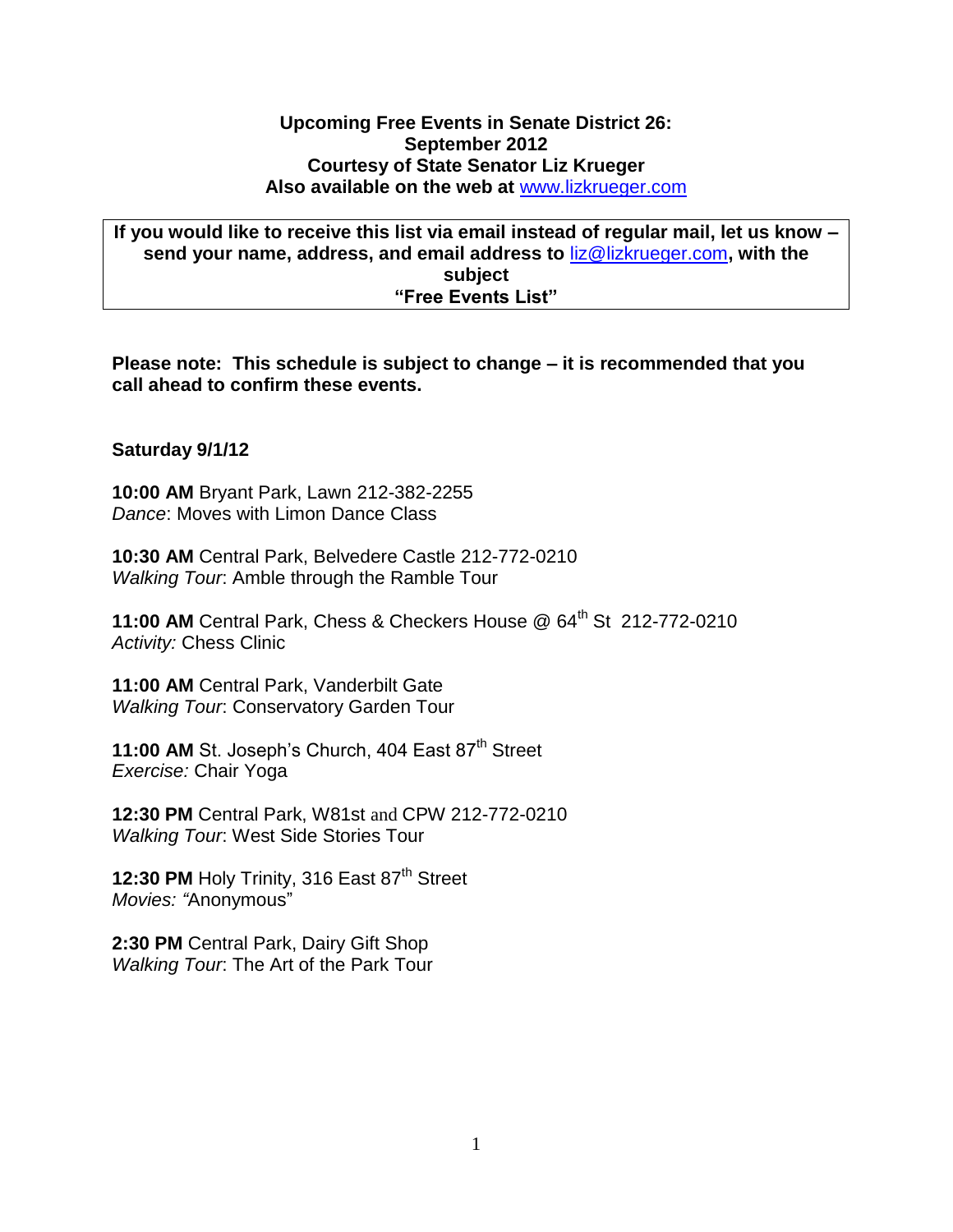**Upcoming Free Events in Senate District 26:**
**September 2012**
**Courtesy of State Senator Liz Krueger**
**Also available on the web at [www.lizkrueger.com](http://www.lizkrueger.com)**

> **If you would like to receive this list via email instead of regular mail, let us know – send your name, address, and email address to [liz@lizkrueger.com](mailto:liz@lizkrueger.com), with the subject "Free Events List"**

**Please note: This schedule is subject to change – it is recommended that you call ahead to confirm these events.**

**Saturday 9/1/12**

**10:00 AM** Bryant Park, Lawn 212-382-2255
*Dance*: Moves with Limon Dance Class

**10:30 AM** Central Park, Belvedere Castle 212-772-0210
*Walking Tour*: Amble through the Ramble Tour

**11:00 AM** Central Park, Chess & Checkers House @ 64th St 212-772-0210
*Activity:* Chess Clinic

**11:00 AM** Central Park, Vanderbilt Gate
*Walking Tour*: Conservatory Garden Tour

**11:00 AM** St. Joseph's Church, 404 East 87th Street
*Exercise:* Chair Yoga

**12:30 PM** Central Park, W81st and CPW 212-772-0210
*Walking Tour*: West Side Stories Tour

**12:30 PM** Holy Trinity, 316 East 87th Street
*Movies: "*Anonymous"

**2:30 PM** Central Park, Dairy Gift Shop
*Walking Tour*: The Art of the Park Tour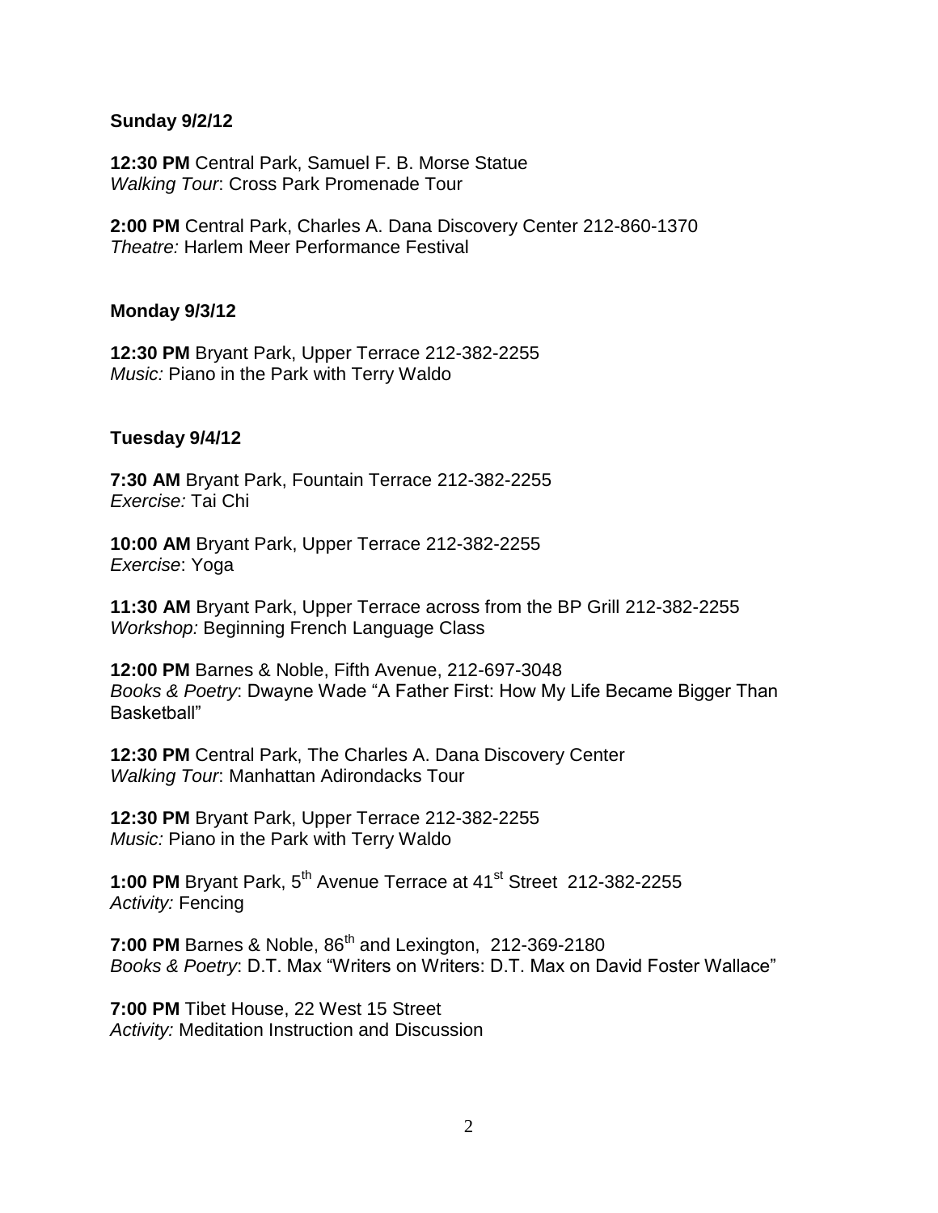**Sunday 9/2/12**

**12:30 PM** Central Park, Samuel F. B. Morse Statue
*Walking Tour*: Cross Park Promenade Tour

**2:00 PM** Central Park, Charles A. Dana Discovery Center 212-860-1370
*Theatre:* Harlem Meer Performance Festival

**Monday 9/3/12**

**12:30 PM** Bryant Park, Upper Terrace 212-382-2255
*Music:* Piano in the Park with Terry Waldo

**Tuesday 9/4/12**

**7:30 AM** Bryant Park, Fountain Terrace 212-382-2255
*Exercise:* Tai Chi

**10:00 AM** Bryant Park, Upper Terrace 212-382-2255
*Exercise*: Yoga

**11:30 AM** Bryant Park, Upper Terrace across from the BP Grill 212-382-2255
*Workshop:* Beginning French Language Class

**12:00 PM** Barnes & Noble, Fifth Avenue, 212-697-3048
*Books & Poetry*: Dwayne Wade "A Father First: How My Life Became Bigger Than Basketball"

**12:30 PM** Central Park, The Charles A. Dana Discovery Center
*Walking Tour*: Manhattan Adirondacks Tour

**12:30 PM** Bryant Park, Upper Terrace 212-382-2255
*Music:* Piano in the Park with Terry Waldo

**1:00 PM** Bryant Park, 5th Avenue Terrace at 41st Street 212-382-2255
*Activity:* Fencing

**7:00 PM** Barnes & Noble, 86th and Lexington, 212-369-2180
*Books & Poetry*: D.T. Max "Writers on Writers: D.T. Max on David Foster Wallace"

**7:00 PM** Tibet House, 22 West 15 Street
*Activity:* Meditation Instruction and Discussion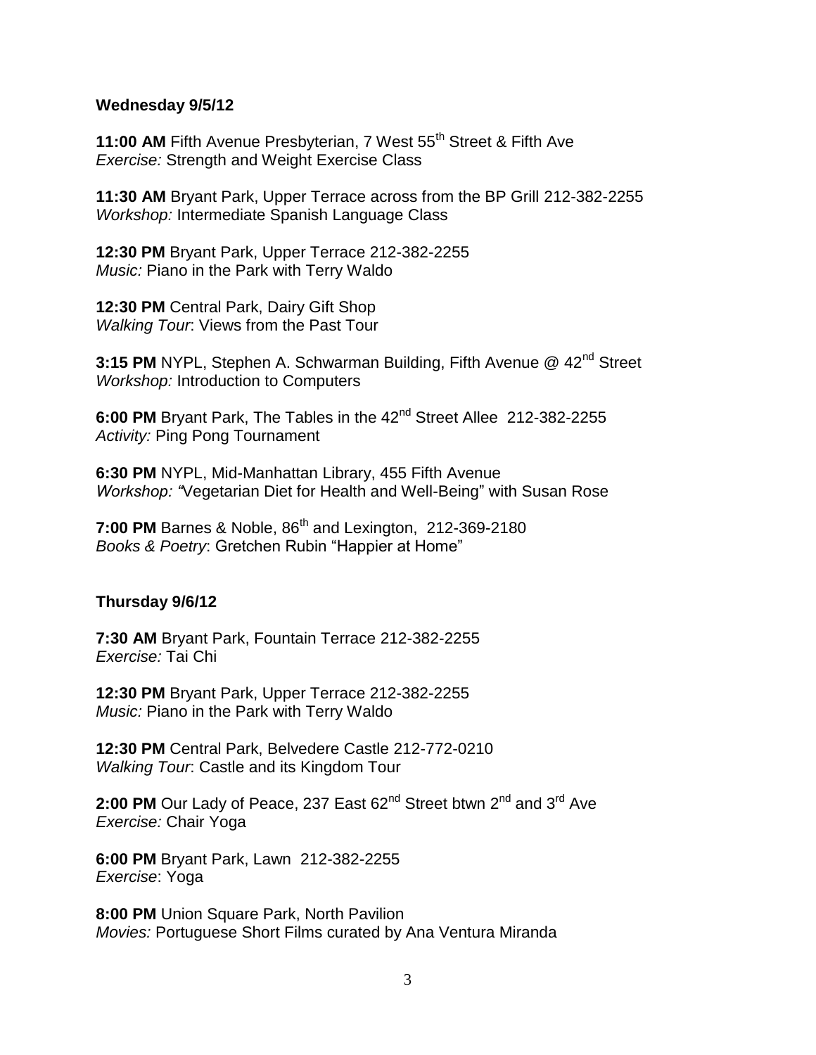**Wednesday 9/5/12**

**11:00 AM** Fifth Avenue Presbyterian, 7 West 55th Street & Fifth Ave
*Exercise:* Strength and Weight Exercise Class

**11:30 AM** Bryant Park, Upper Terrace across from the BP Grill 212-382-2255
*Workshop:* Intermediate Spanish Language Class

**12:30 PM** Bryant Park, Upper Terrace 212-382-2255
*Music:* Piano in the Park with Terry Waldo

**12:30 PM** Central Park, Dairy Gift Shop
*Walking Tour*: Views from the Past Tour

**3:15 PM** NYPL, Stephen A. Schwarman Building, Fifth Avenue @ 42nd Street
*Workshop:* Introduction to Computers

**6:00 PM** Bryant Park, The Tables in the 42nd Street Allee 212-382-2255
*Activity:* Ping Pong Tournament

**6:30 PM** NYPL, Mid-Manhattan Library, 455 Fifth Avenue
*Workshop: "*Vegetarian Diet for Health and Well-Being" with Susan Rose

**7:00 PM** Barnes & Noble, 86th and Lexington, 212-369-2180
*Books & Poetry*: Gretchen Rubin "Happier at Home"

**Thursday 9/6/12**

**7:30 AM** Bryant Park, Fountain Terrace 212-382-2255
*Exercise:* Tai Chi

**12:30 PM** Bryant Park, Upper Terrace 212-382-2255
*Music:* Piano in the Park with Terry Waldo

**12:30 PM** Central Park, Belvedere Castle 212-772-0210
*Walking Tour*: Castle and its Kingdom Tour

**2:00 PM** Our Lady of Peace, 237 East 62nd Street btwn 2nd and 3rd Ave
*Exercise:* Chair Yoga

**6:00 PM** Bryant Park, Lawn 212-382-2255
*Exercise*: Yoga

**8:00 PM** Union Square Park, North Pavilion
*Movies:* Portuguese Short Films curated by Ana Ventura Miranda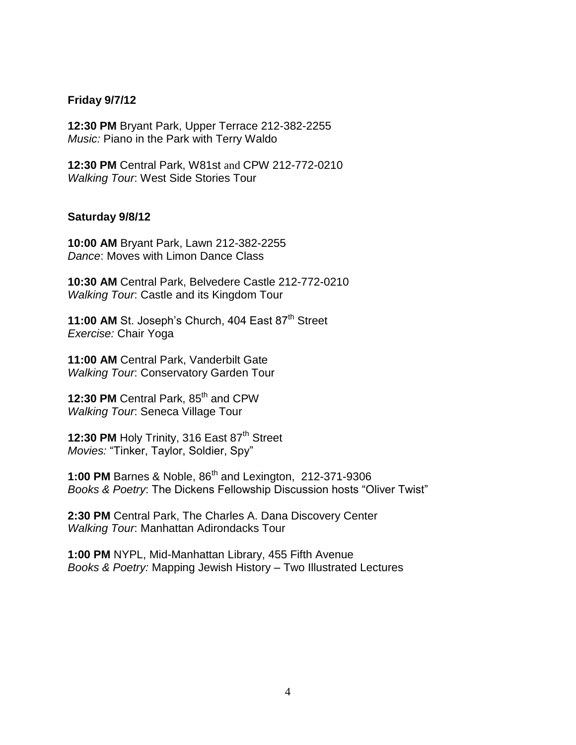**Friday 9/7/12**

**12:30 PM** Bryant Park, Upper Terrace 212-382-2255
*Music:* Piano in the Park with Terry Waldo

**12:30 PM** Central Park, W81st and CPW 212-772-0210
*Walking Tour*: West Side Stories Tour

**Saturday 9/8/12**

**10:00 AM** Bryant Park, Lawn 212-382-2255
*Dance*: Moves with Limon Dance Class

**10:30 AM** Central Park, Belvedere Castle 212-772-0210
*Walking Tour*: Castle and its Kingdom Tour

**11:00 AM** St. Joseph's Church, 404 East 87th Street
*Exercise:* Chair Yoga

**11:00 AM** Central Park, Vanderbilt Gate
*Walking Tour*: Conservatory Garden Tour

**12:30 PM** Central Park, 85th and CPW
*Walking Tour*: Seneca Village Tour

**12:30 PM** Holy Trinity, 316 East 87th Street
*Movies:* "Tinker, Taylor, Soldier, Spy"

**1:00 PM** Barnes & Noble, 86th and Lexington, 212-371-9306
*Books & Poetry*: The Dickens Fellowship Discussion hosts "Oliver Twist"

**2:30 PM** Central Park, The Charles A. Dana Discovery Center
*Walking Tour*: Manhattan Adirondacks Tour

**1:00 PM** NYPL, Mid-Manhattan Library, 455 Fifth Avenue
*Books & Poetry:* Mapping Jewish History – Two Illustrated Lectures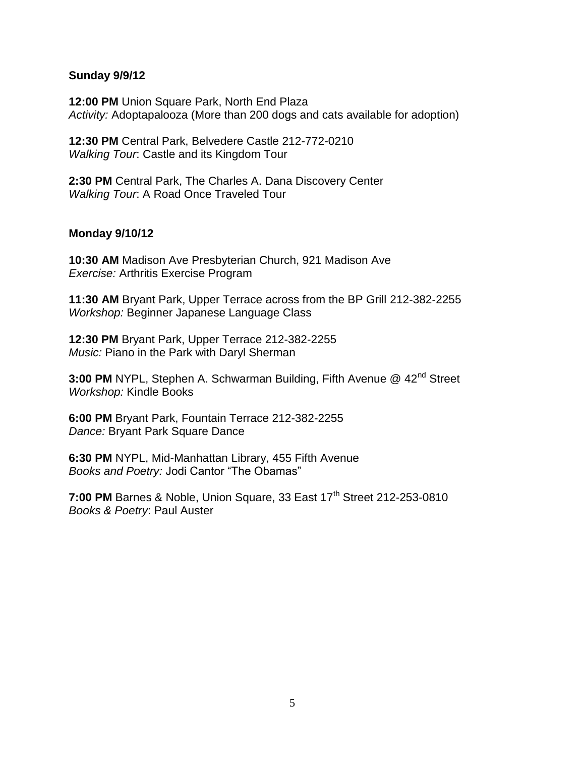**Sunday 9/9/12**

**12:00 PM** Union Square Park, North End Plaza
*Activity:* Adoptapalooza (More than 200 dogs and cats available for adoption)

**12:30 PM** Central Park, Belvedere Castle 212-772-0210
*Walking Tour*: Castle and its Kingdom Tour

**2:30 PM** Central Park, The Charles A. Dana Discovery Center
*Walking Tour*: A Road Once Traveled Tour

**Monday 9/10/12**

**10:30 AM** Madison Ave Presbyterian Church, 921 Madison Ave
*Exercise:* Arthritis Exercise Program

**11:30 AM** Bryant Park, Upper Terrace across from the BP Grill 212-382-2255
*Workshop:* Beginner Japanese Language Class

**12:30 PM** Bryant Park, Upper Terrace 212-382-2255
*Music:* Piano in the Park with Daryl Sherman

**3:00 PM** NYPL, Stephen A. Schwarman Building, Fifth Avenue @ 42nd Street
*Workshop:* Kindle Books

**6:00 PM** Bryant Park, Fountain Terrace 212-382-2255
*Dance:* Bryant Park Square Dance

**6:30 PM** NYPL, Mid-Manhattan Library, 455 Fifth Avenue
*Books and Poetry:* Jodi Cantor "The Obamas"

**7:00 PM** Barnes & Noble, Union Square, 33 East 17th Street 212-253-0810
*Books & Poetry*: Paul Auster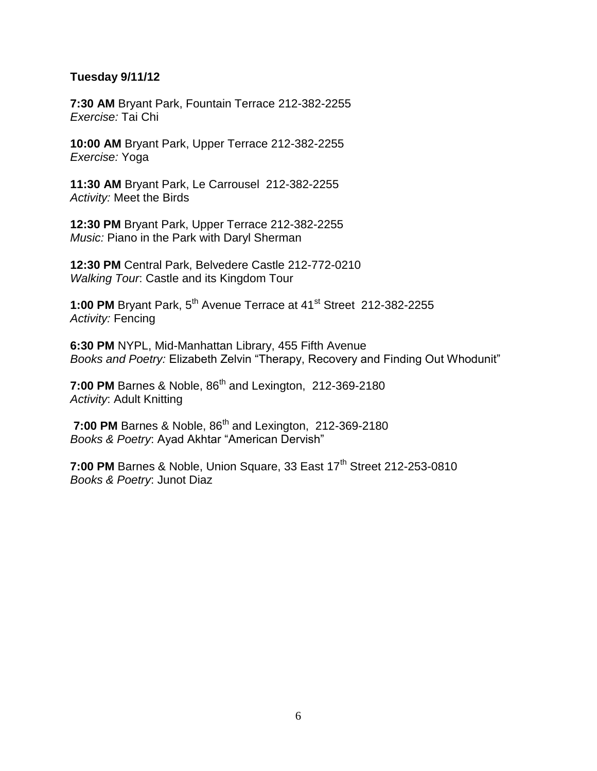**Tuesday 9/11/12**

**7:30 AM** Bryant Park, Fountain Terrace 212-382-2255
*Exercise:* Tai Chi

**10:00 AM** Bryant Park, Upper Terrace 212-382-2255
*Exercise:* Yoga

**11:30 AM** Bryant Park, Le Carrousel 212-382-2255
*Activity:* Meet the Birds

**12:30 PM** Bryant Park, Upper Terrace 212-382-2255
*Music:* Piano in the Park with Daryl Sherman

**12:30 PM** Central Park, Belvedere Castle 212-772-0210
*Walking Tour*: Castle and its Kingdom Tour

**1:00 PM** Bryant Park, 5th Avenue Terrace at 41st Street 212-382-2255
*Activity:* Fencing

**6:30 PM** NYPL, Mid-Manhattan Library, 455 Fifth Avenue
*Books and Poetry:* Elizabeth Zelvin "Therapy, Recovery and Finding Out Whodunit"

**7:00 PM** Barnes & Noble, 86th and Lexington, 212-369-2180
*Activity*: Adult Knitting

**7:00 PM** Barnes & Noble, 86th and Lexington, 212-369-2180
*Books & Poetry*: Ayad Akhtar "American Dervish"

**7:00 PM** Barnes & Noble, Union Square, 33 East 17th Street 212-253-0810
*Books & Poetry*: Junot Diaz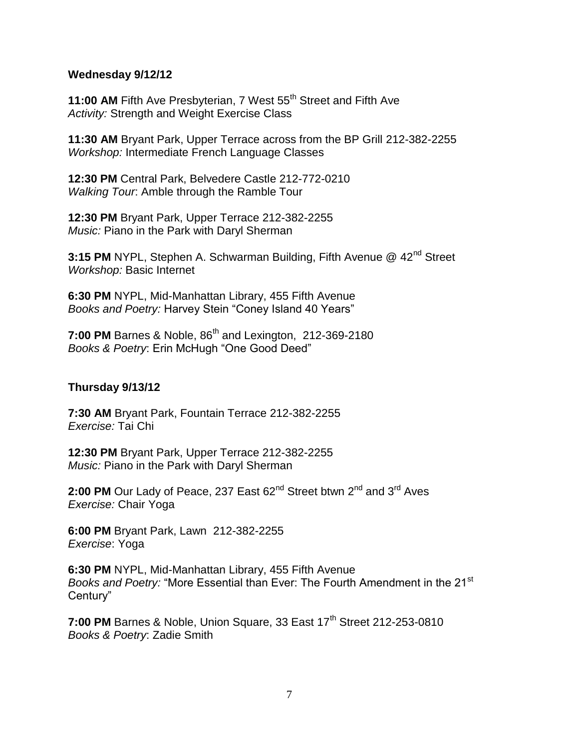**Wednesday 9/12/12**

**11:00 AM** Fifth Ave Presbyterian, 7 West 55th Street and Fifth Ave
*Activity:* Strength and Weight Exercise Class

**11:30 AM** Bryant Park, Upper Terrace across from the BP Grill 212-382-2255
*Workshop:* Intermediate French Language Classes

**12:30 PM** Central Park, Belvedere Castle 212-772-0210
*Walking Tour*: Amble through the Ramble Tour

**12:30 PM** Bryant Park, Upper Terrace 212-382-2255
*Music:* Piano in the Park with Daryl Sherman

**3:15 PM** NYPL, Stephen A. Schwarman Building, Fifth Avenue @ 42nd Street
*Workshop:* Basic Internet

**6:30 PM** NYPL, Mid-Manhattan Library, 455 Fifth Avenue
*Books and Poetry:* Harvey Stein "Coney Island 40 Years"

**7:00 PM** Barnes & Noble, 86th and Lexington, 212-369-2180
*Books & Poetry*: Erin McHugh "One Good Deed"

**Thursday 9/13/12**

**7:30 AM** Bryant Park, Fountain Terrace 212-382-2255
*Exercise:* Tai Chi

**12:30 PM** Bryant Park, Upper Terrace 212-382-2255
*Music:* Piano in the Park with Daryl Sherman

**2:00 PM** Our Lady of Peace, 237 East 62nd Street btwn 2nd and 3rd Aves
*Exercise:* Chair Yoga

**6:00 PM** Bryant Park, Lawn 212-382-2255
*Exercise*: Yoga

**6:30 PM** NYPL, Mid-Manhattan Library, 455 Fifth Avenue
*Books and Poetry:* "More Essential than Ever: The Fourth Amendment in the 21st Century"

**7:00 PM** Barnes & Noble, Union Square, 33 East 17th Street 212-253-0810
*Books & Poetry*: Zadie Smith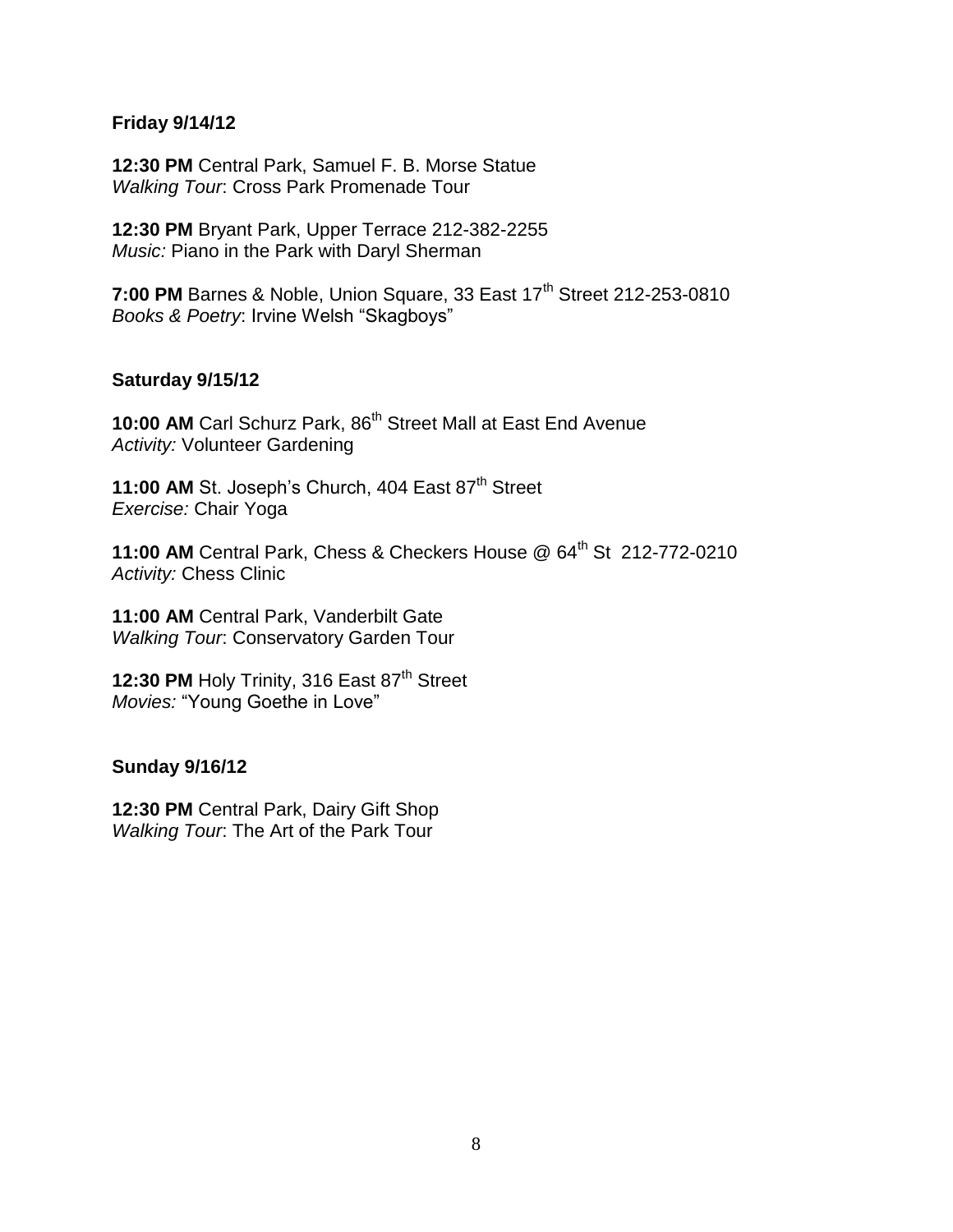**Friday 9/14/12**

**12:30 PM** Central Park, Samuel F. B. Morse Statue
*Walking Tour*: Cross Park Promenade Tour

**12:30 PM** Bryant Park, Upper Terrace 212-382-2255
*Music:* Piano in the Park with Daryl Sherman

**7:00 PM** Barnes & Noble, Union Square, 33 East 17th Street 212-253-0810
*Books & Poetry*: Irvine Welsh "Skagboys"

**Saturday 9/15/12**

**10:00 AM** Carl Schurz Park, 86th Street Mall at East End Avenue
*Activity:* Volunteer Gardening

**11:00 AM** St. Joseph's Church, 404 East 87th Street
*Exercise:* Chair Yoga

**11:00 AM** Central Park, Chess & Checkers House @ 64th St 212-772-0210
*Activity:* Chess Clinic

**11:00 AM** Central Park, Vanderbilt Gate
*Walking Tour*: Conservatory Garden Tour

**12:30 PM** Holy Trinity, 316 East 87th Street
*Movies:* "Young Goethe in Love"

**Sunday 9/16/12**

**12:30 PM** Central Park, Dairy Gift Shop
*Walking Tour*: The Art of the Park Tour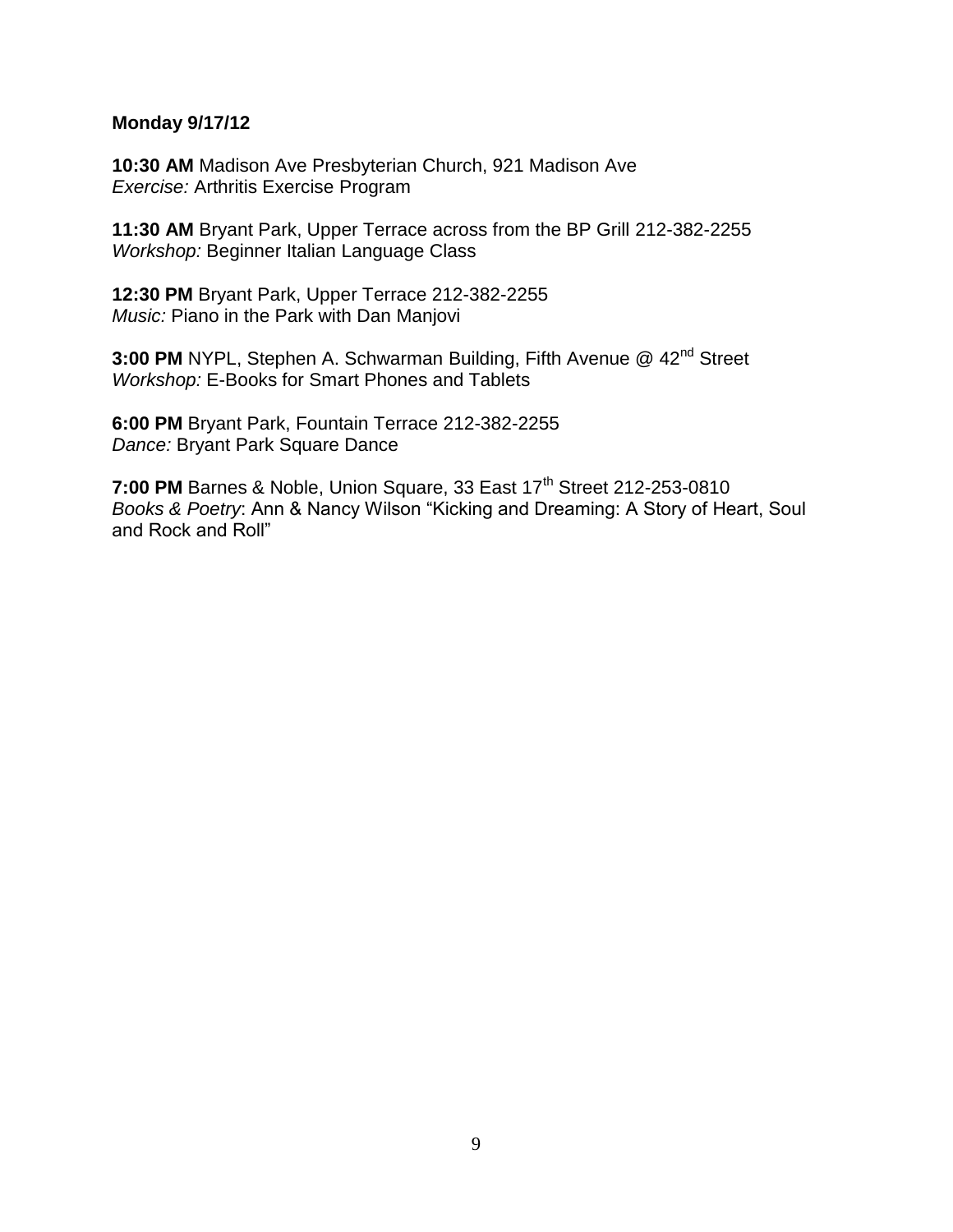**Monday 9/17/12**

**10:30 AM** Madison Ave Presbyterian Church, 921 Madison Ave
*Exercise:* Arthritis Exercise Program

**11:30 AM** Bryant Park, Upper Terrace across from the BP Grill 212-382-2255
*Workshop:* Beginner Italian Language Class

**12:30 PM** Bryant Park, Upper Terrace 212-382-2255
*Music:* Piano in the Park with Dan Manjovi

**3:00 PM** NYPL, Stephen A. Schwarman Building, Fifth Avenue @ 42nd Street
*Workshop:* E-Books for Smart Phones and Tablets

**6:00 PM** Bryant Park, Fountain Terrace 212-382-2255
*Dance:* Bryant Park Square Dance

**7:00 PM** Barnes & Noble, Union Square, 33 East 17th Street 212-253-0810
*Books & Poetry*: Ann & Nancy Wilson "Kicking and Dreaming: A Story of Heart, Soul and Rock and Roll"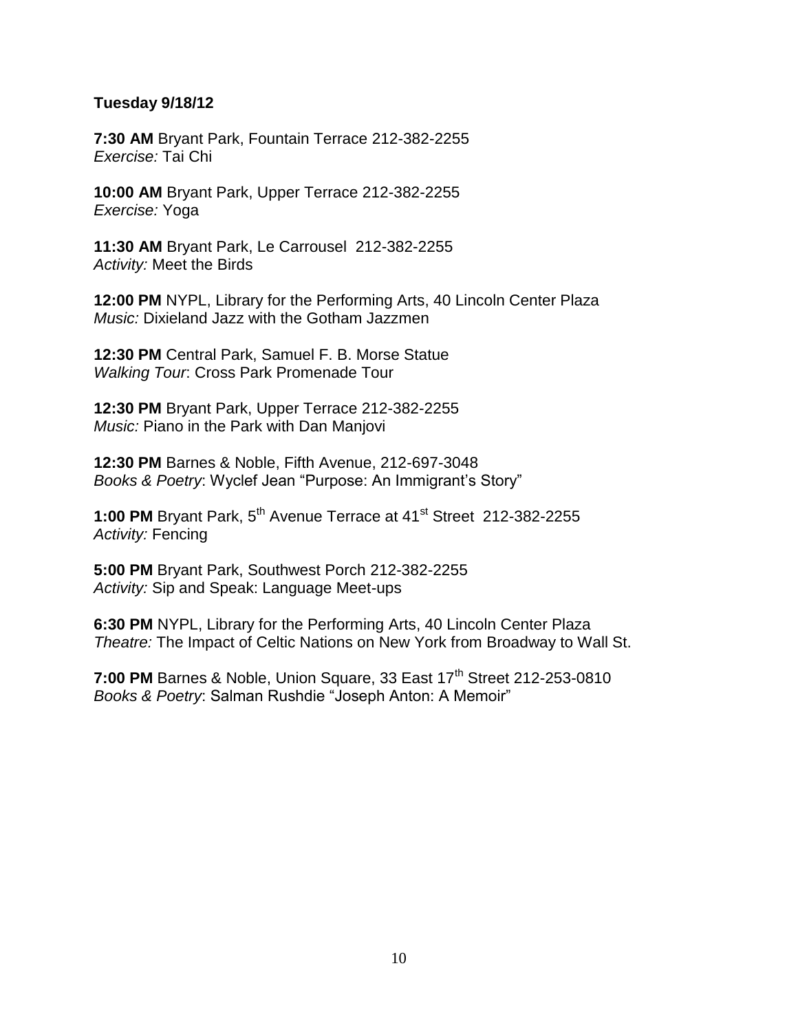**Tuesday 9/18/12**

**7:30 AM** Bryant Park, Fountain Terrace 212-382-2255
*Exercise:* Tai Chi

**10:00 AM** Bryant Park, Upper Terrace 212-382-2255
*Exercise:* Yoga

**11:30 AM** Bryant Park, Le Carrousel 212-382-2255
*Activity:* Meet the Birds

**12:00 PM** NYPL, Library for the Performing Arts, 40 Lincoln Center Plaza
*Music:* Dixieland Jazz with the Gotham Jazzmen

**12:30 PM** Central Park, Samuel F. B. Morse Statue
*Walking Tour*: Cross Park Promenade Tour

**12:30 PM** Bryant Park, Upper Terrace 212-382-2255
*Music:* Piano in the Park with Dan Manjovi

**12:30 PM** Barnes & Noble, Fifth Avenue, 212-697-3048
*Books & Poetry*: Wyclef Jean "Purpose: An Immigrant's Story"

**1:00 PM** Bryant Park, 5th Avenue Terrace at 41st Street 212-382-2255
*Activity:* Fencing

**5:00 PM** Bryant Park, Southwest Porch 212-382-2255
*Activity:* Sip and Speak: Language Meet-ups

**6:30 PM** NYPL, Library for the Performing Arts, 40 Lincoln Center Plaza
*Theatre:* The Impact of Celtic Nations on New York from Broadway to Wall St.

**7:00 PM** Barnes & Noble, Union Square, 33 East 17th Street 212-253-0810
*Books & Poetry*: Salman Rushdie "Joseph Anton: A Memoir"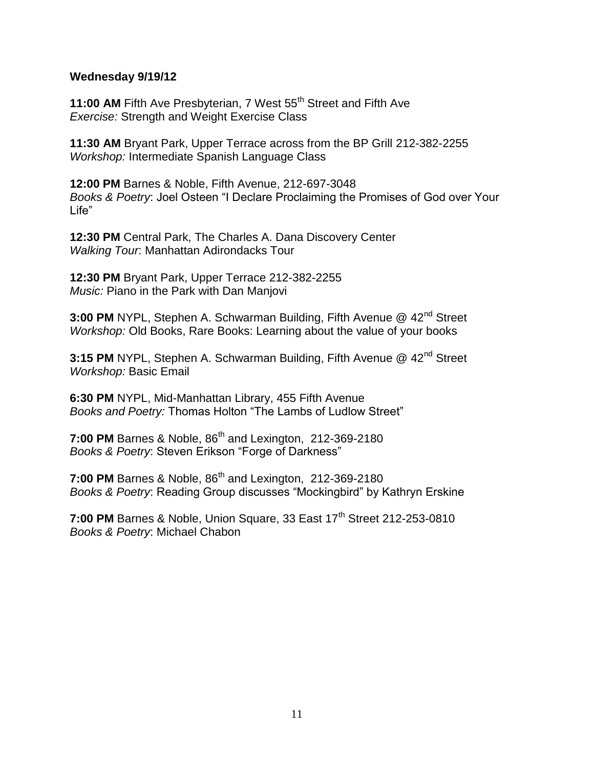**Wednesday 9/19/12**

**11:00 AM** Fifth Ave Presbyterian, 7 West 55th Street and Fifth Ave
*Exercise:* Strength and Weight Exercise Class

**11:30 AM** Bryant Park, Upper Terrace across from the BP Grill 212-382-2255
*Workshop:* Intermediate Spanish Language Class

**12:00 PM** Barnes & Noble, Fifth Avenue, 212-697-3048
*Books & Poetry*: Joel Osteen "I Declare Proclaiming the Promises of God over Your Life"

**12:30 PM** Central Park, The Charles A. Dana Discovery Center
*Walking Tour*: Manhattan Adirondacks Tour

**12:30 PM** Bryant Park, Upper Terrace 212-382-2255
*Music:* Piano in the Park with Dan Manjovi

**3:00 PM** NYPL, Stephen A. Schwarman Building, Fifth Avenue @ 42nd Street
*Workshop:* Old Books, Rare Books: Learning about the value of your books

**3:15 PM** NYPL, Stephen A. Schwarman Building, Fifth Avenue @ 42nd Street
*Workshop:* Basic Email

**6:30 PM** NYPL, Mid-Manhattan Library, 455 Fifth Avenue
*Books and Poetry:* Thomas Holton "The Lambs of Ludlow Street"

**7:00 PM** Barnes & Noble, 86th and Lexington, 212-369-2180
*Books & Poetry*: Steven Erikson "Forge of Darkness"

**7:00 PM** Barnes & Noble, 86th and Lexington, 212-369-2180
*Books & Poetry*: Reading Group discusses "Mockingbird" by Kathryn Erskine

**7:00 PM** Barnes & Noble, Union Square, 33 East 17th Street 212-253-0810
*Books & Poetry*: Michael Chabon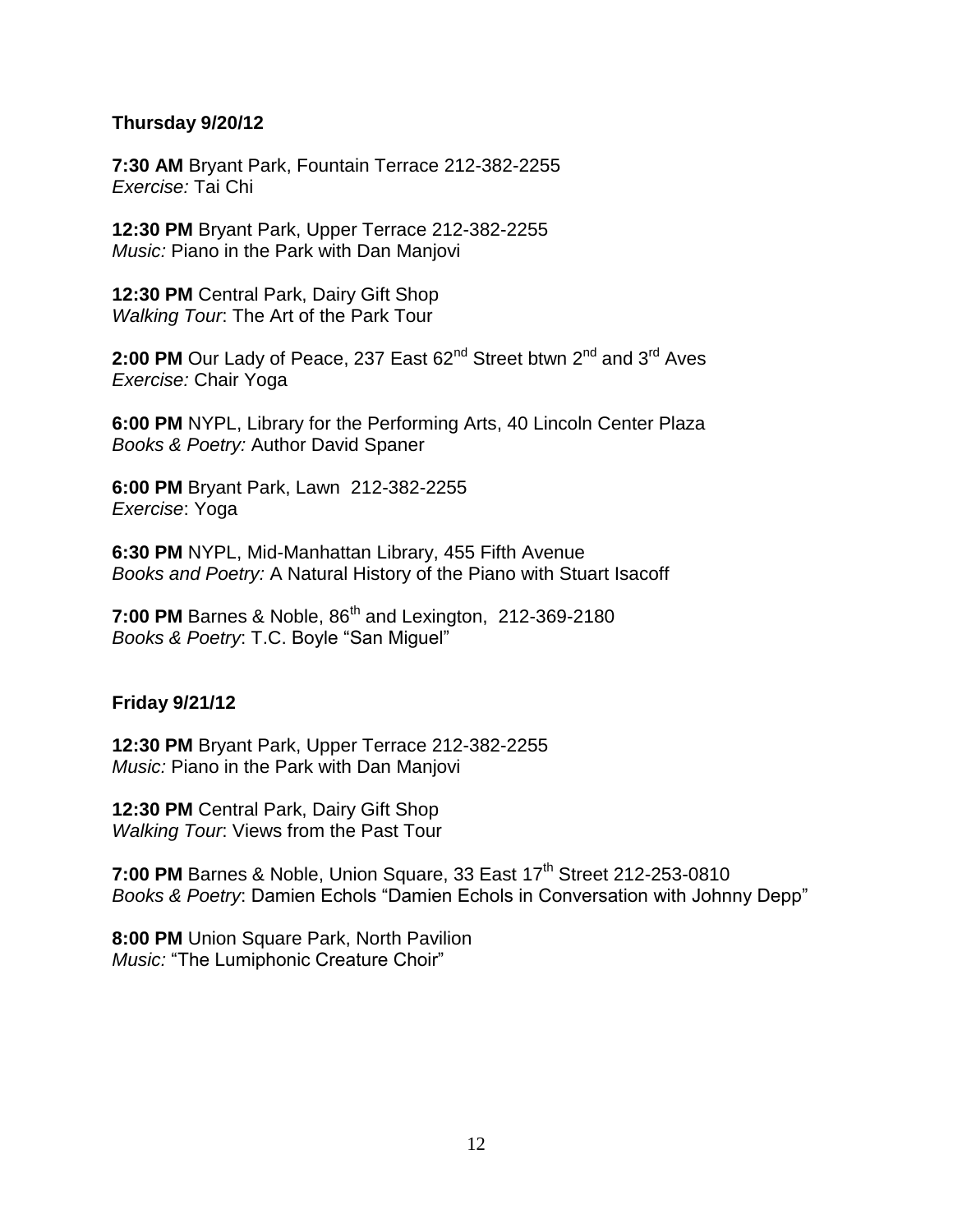**Thursday 9/20/12**

**7:30 AM** Bryant Park, Fountain Terrace 212-382-2255
*Exercise:* Tai Chi

**12:30 PM** Bryant Park, Upper Terrace 212-382-2255
*Music:* Piano in the Park with Dan Manjovi

**12:30 PM** Central Park, Dairy Gift Shop
*Walking Tour*: The Art of the Park Tour

**2:00 PM** Our Lady of Peace, 237 East 62nd Street btwn 2nd and 3rd Aves
*Exercise:* Chair Yoga

**6:00 PM** NYPL, Library for the Performing Arts, 40 Lincoln Center Plaza
*Books & Poetry:* Author David Spaner

**6:00 PM** Bryant Park, Lawn 212-382-2255
*Exercise*: Yoga

**6:30 PM** NYPL, Mid-Manhattan Library, 455 Fifth Avenue
*Books and Poetry:* A Natural History of the Piano with Stuart Isacoff

**7:00 PM** Barnes & Noble, 86th and Lexington, 212-369-2180
*Books & Poetry*: T.C. Boyle "San Miguel"

**Friday 9/21/12**

**12:30 PM** Bryant Park, Upper Terrace 212-382-2255
*Music:* Piano in the Park with Dan Manjovi

**12:30 PM** Central Park, Dairy Gift Shop
*Walking Tour*: Views from the Past Tour

**7:00 PM** Barnes & Noble, Union Square, 33 East 17th Street 212-253-0810
*Books & Poetry*: Damien Echols "Damien Echols in Conversation with Johnny Depp"

**8:00 PM** Union Square Park, North Pavilion
*Music:* "The Lumiphonic Creature Choir"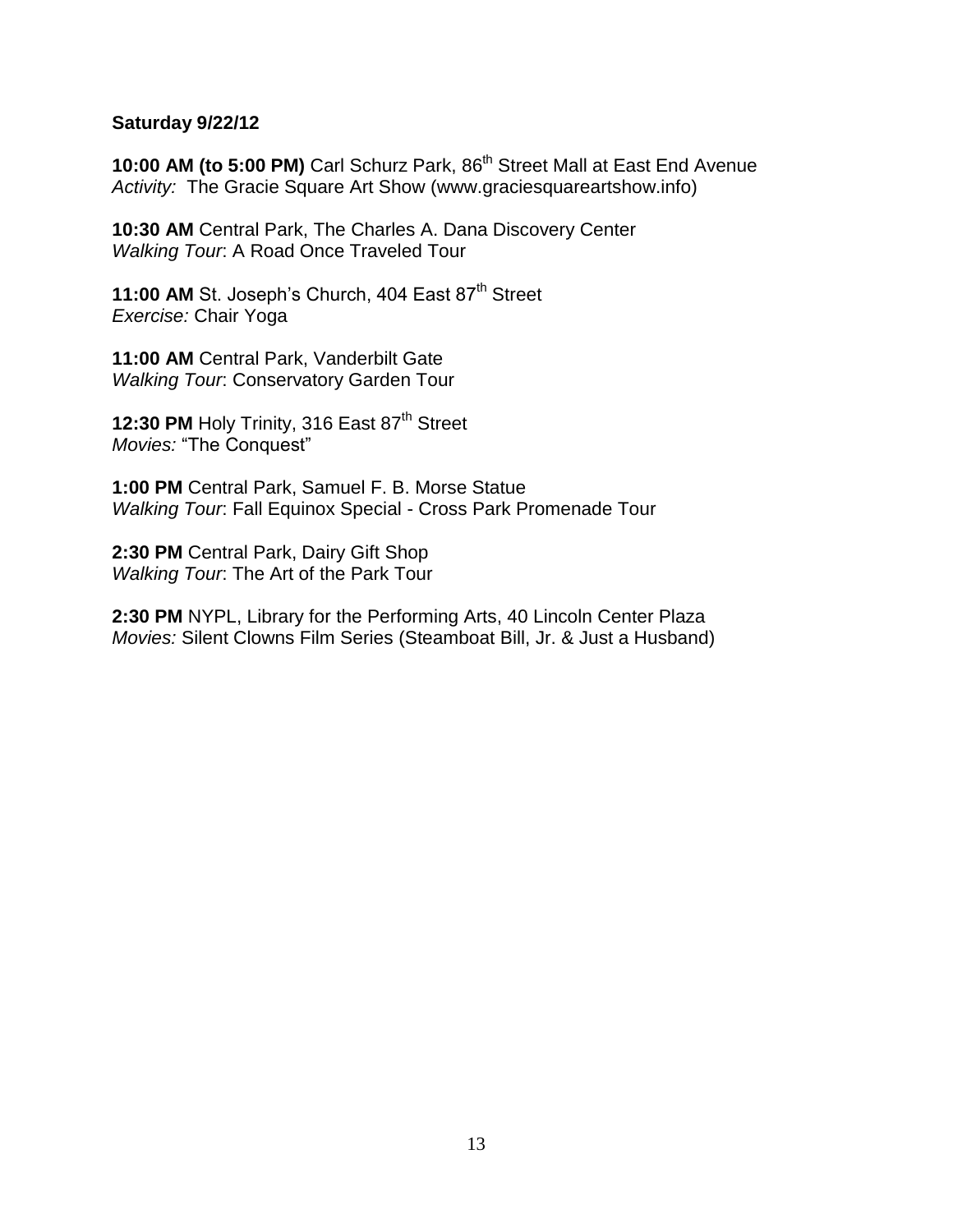**Saturday 9/22/12**

**10:00 AM (to 5:00 PM)** Carl Schurz Park, 86th Street Mall at East End Avenue
*Activity:* The Gracie Square Art Show (www.graciesquareartshow.info)

**10:30 AM** Central Park, The Charles A. Dana Discovery Center
*Walking Tour*: A Road Once Traveled Tour

**11:00 AM** St. Joseph's Church, 404 East 87th Street
*Exercise:* Chair Yoga

**11:00 AM** Central Park, Vanderbilt Gate
*Walking Tour*: Conservatory Garden Tour

**12:30 PM** Holy Trinity, 316 East 87th Street
*Movies:* "The Conquest"

**1:00 PM** Central Park, Samuel F. B. Morse Statue
*Walking Tour*: Fall Equinox Special - Cross Park Promenade Tour

**2:30 PM** Central Park, Dairy Gift Shop
*Walking Tour*: The Art of the Park Tour

**2:30 PM** NYPL, Library for the Performing Arts, 40 Lincoln Center Plaza
*Movies:* Silent Clowns Film Series (Steamboat Bill, Jr. & Just a Husband)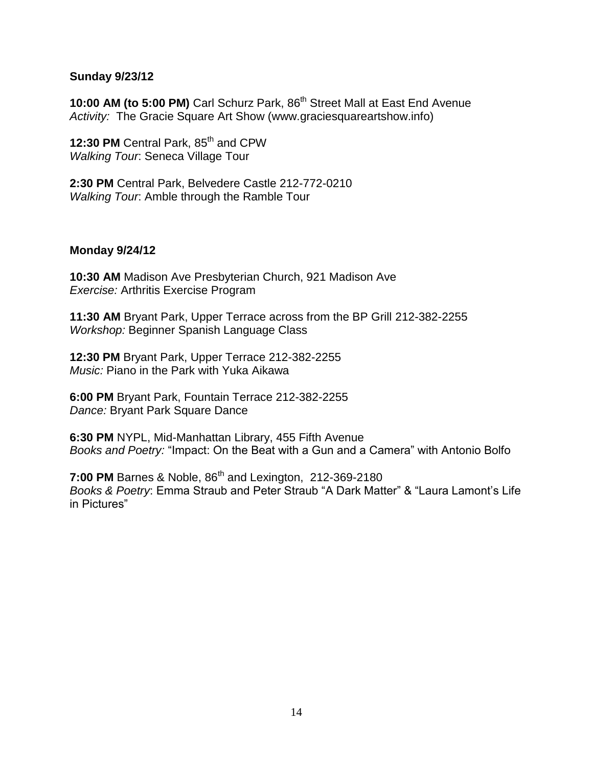**Sunday 9/23/12**

**10:00 AM (to 5:00 PM)** Carl Schurz Park, 86th Street Mall at East End Avenue
*Activity:* The Gracie Square Art Show (www.graciesquareartshow.info)

**12:30 PM** Central Park, 85th and CPW
*Walking Tour*: Seneca Village Tour

**2:30 PM** Central Park, Belvedere Castle 212-772-0210
*Walking Tour*: Amble through the Ramble Tour

**Monday 9/24/12**

**10:30 AM** Madison Ave Presbyterian Church, 921 Madison Ave
*Exercise:* Arthritis Exercise Program

**11:30 AM** Bryant Park, Upper Terrace across from the BP Grill 212-382-2255
*Workshop:* Beginner Spanish Language Class

**12:30 PM** Bryant Park, Upper Terrace 212-382-2255
*Music:* Piano in the Park with Yuka Aikawa

**6:00 PM** Bryant Park, Fountain Terrace 212-382-2255
*Dance:* Bryant Park Square Dance

**6:30 PM** NYPL, Mid-Manhattan Library, 455 Fifth Avenue
*Books and Poetry:* "Impact: On the Beat with a Gun and a Camera" with Antonio Bolfo

**7:00 PM** Barnes & Noble, 86th and Lexington, 212-369-2180
*Books & Poetry*: Emma Straub and Peter Straub "A Dark Matter" & "Laura Lamont's Life in Pictures"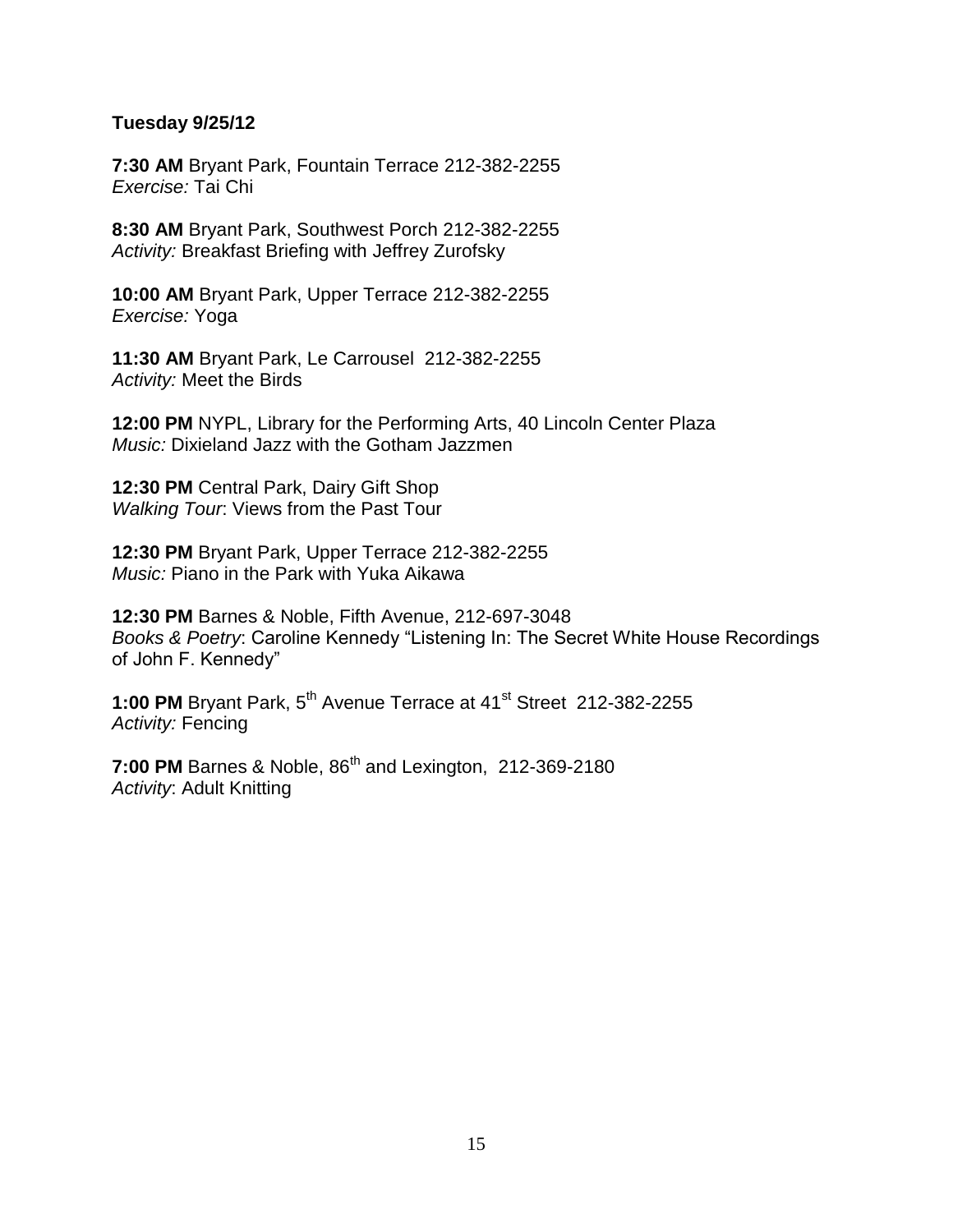**Tuesday 9/25/12**

**7:30 AM** Bryant Park, Fountain Terrace 212-382-2255
*Exercise:* Tai Chi

**8:30 AM** Bryant Park, Southwest Porch 212-382-2255
*Activity:* Breakfast Briefing with Jeffrey Zurofsky

**10:00 AM** Bryant Park, Upper Terrace 212-382-2255
*Exercise:* Yoga

**11:30 AM** Bryant Park, Le Carrousel 212-382-2255
*Activity:* Meet the Birds

**12:00 PM** NYPL, Library for the Performing Arts, 40 Lincoln Center Plaza
*Music:* Dixieland Jazz with the Gotham Jazzmen

**12:30 PM** Central Park, Dairy Gift Shop
*Walking Tour*: Views from the Past Tour

**12:30 PM** Bryant Park, Upper Terrace 212-382-2255
*Music:* Piano in the Park with Yuka Aikawa

**12:30 PM** Barnes & Noble, Fifth Avenue, 212-697-3048
*Books & Poetry*: Caroline Kennedy "Listening In: The Secret White House Recordings of John F. Kennedy"

**1:00 PM** Bryant Park, 5th Avenue Terrace at 41st Street 212-382-2255
*Activity:* Fencing

**7:00 PM** Barnes & Noble, 86th and Lexington, 212-369-2180
*Activity*: Adult Knitting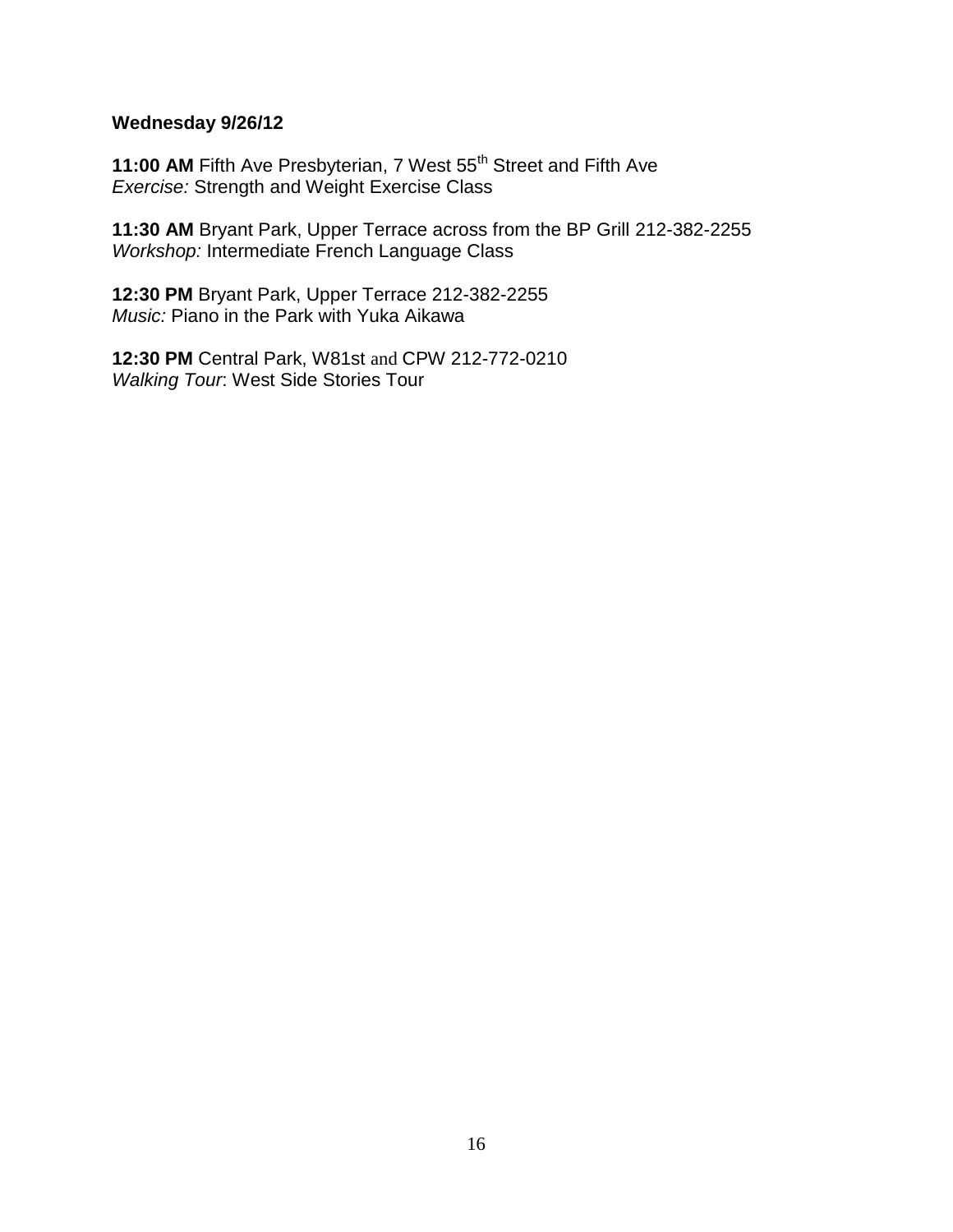**Wednesday 9/26/12**

**11:00 AM** Fifth Ave Presbyterian, 7 West 55th Street and Fifth Ave
*Exercise:* Strength and Weight Exercise Class

**11:30 AM** Bryant Park, Upper Terrace across from the BP Grill 212-382-2255
*Workshop:* Intermediate French Language Class

**12:30 PM** Bryant Park, Upper Terrace 212-382-2255
*Music:* Piano in the Park with Yuka Aikawa

**12:30 PM** Central Park, W81st and CPW 212-772-0210
*Walking Tour*: West Side Stories Tour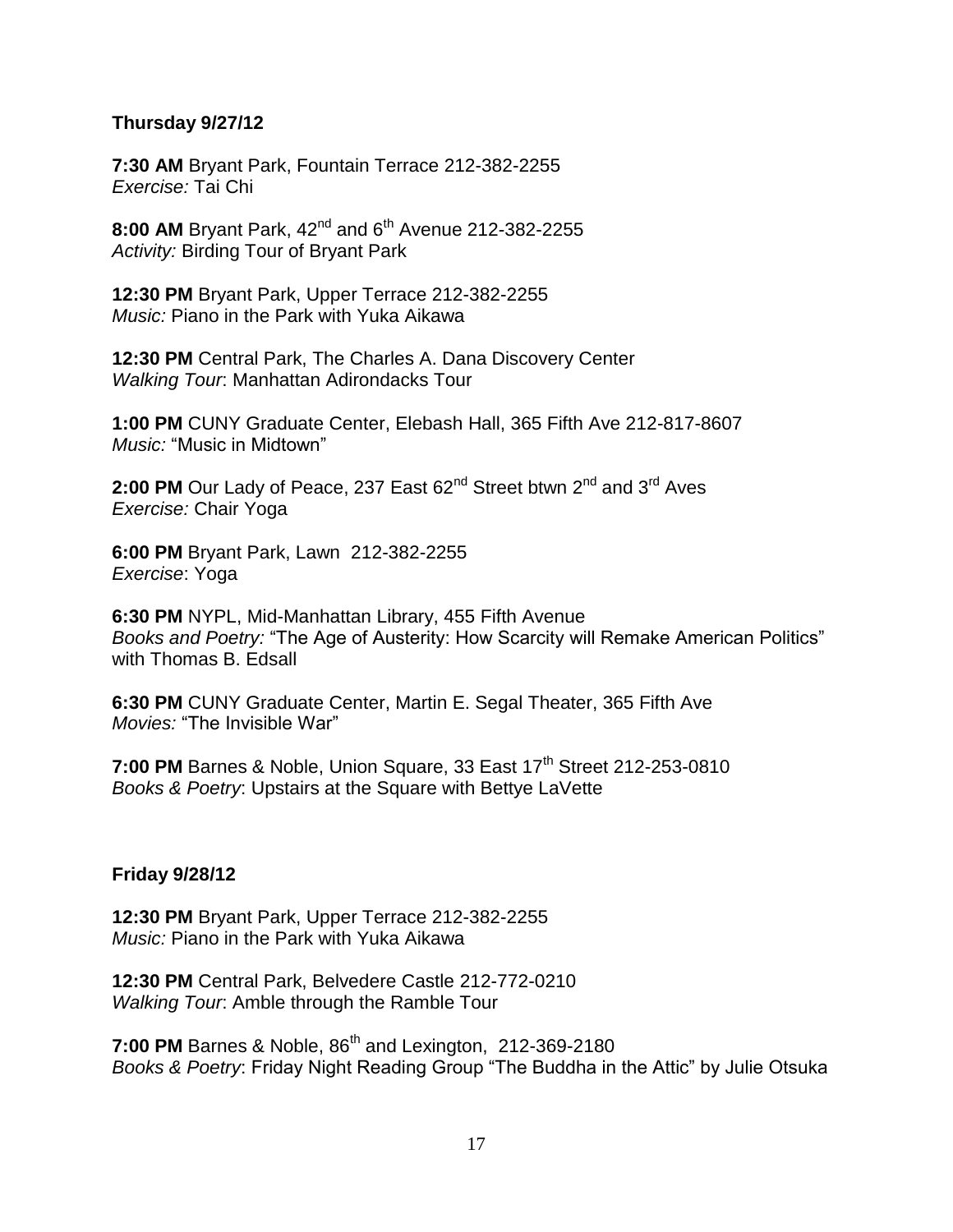**Thursday 9/27/12**

**7:30 AM** Bryant Park, Fountain Terrace 212-382-2255
*Exercise:* Tai Chi

**8:00 AM** Bryant Park, 42nd and 6th Avenue 212-382-2255
*Activity:* Birding Tour of Bryant Park

**12:30 PM** Bryant Park, Upper Terrace 212-382-2255
*Music:* Piano in the Park with Yuka Aikawa

**12:30 PM** Central Park, The Charles A. Dana Discovery Center
*Walking Tour*: Manhattan Adirondacks Tour

**1:00 PM** CUNY Graduate Center, Elebash Hall, 365 Fifth Ave 212-817-8607
*Music:* "Music in Midtown"

**2:00 PM** Our Lady of Peace, 237 East 62nd Street btwn 2nd and 3rd Aves
*Exercise:* Chair Yoga

**6:00 PM** Bryant Park, Lawn 212-382-2255
*Exercise*: Yoga

**6:30 PM** NYPL, Mid-Manhattan Library, 455 Fifth Avenue
*Books and Poetry:* "The Age of Austerity: How Scarcity will Remake American Politics" with Thomas B. Edsall

**6:30 PM** CUNY Graduate Center, Martin E. Segal Theater, 365 Fifth Ave
*Movies:* "The Invisible War"

**7:00 PM** Barnes & Noble, Union Square, 33 East 17th Street 212-253-0810
*Books & Poetry*: Upstairs at the Square with Bettye LaVette

**Friday 9/28/12**

**12:30 PM** Bryant Park, Upper Terrace 212-382-2255
*Music:* Piano in the Park with Yuka Aikawa

**12:30 PM** Central Park, Belvedere Castle 212-772-0210
*Walking Tour*: Amble through the Ramble Tour

**7:00 PM** Barnes & Noble, 86th and Lexington, 212-369-2180
*Books & Poetry*: Friday Night Reading Group "The Buddha in the Attic" by Julie Otsuka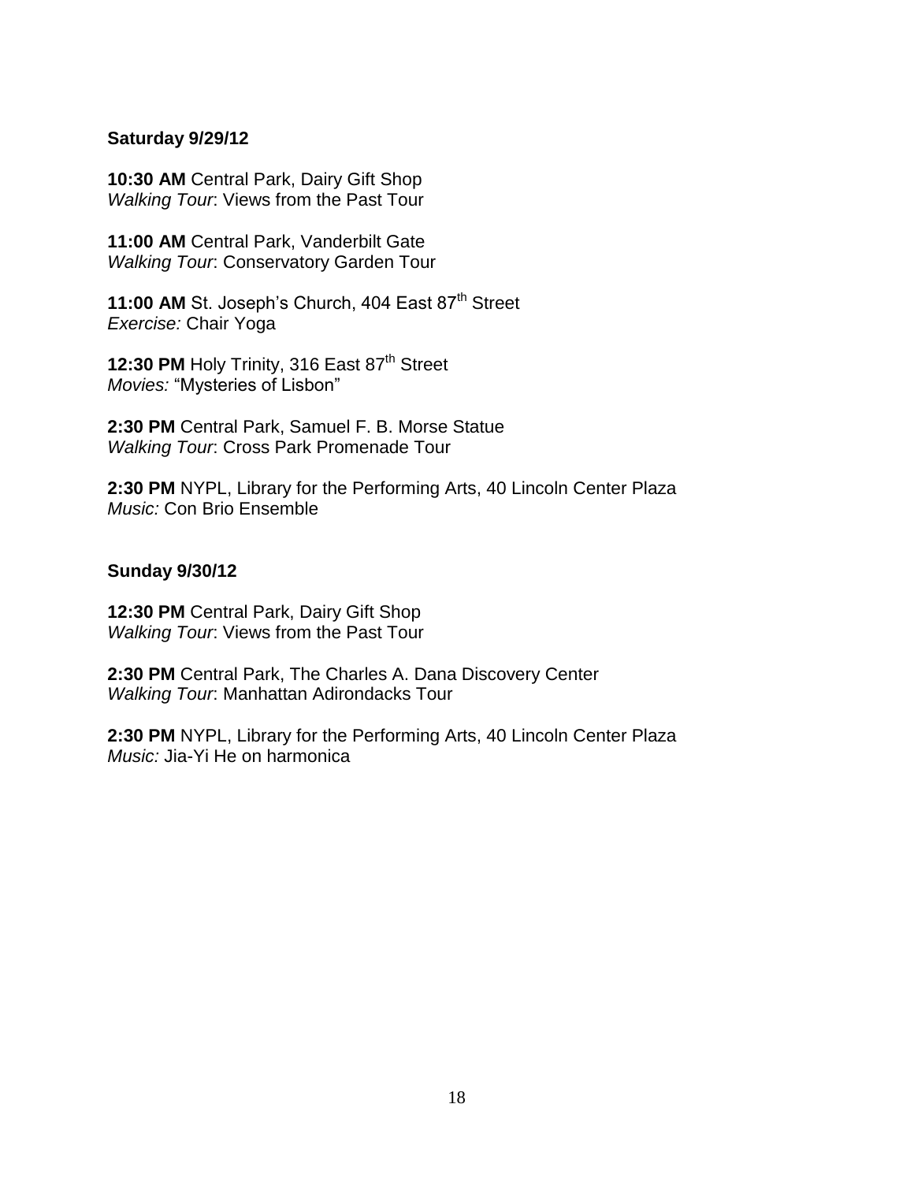**Saturday 9/29/12**

**10:30 AM** Central Park, Dairy Gift Shop
*Walking Tour*: Views from the Past Tour

**11:00 AM** Central Park, Vanderbilt Gate
*Walking Tour*: Conservatory Garden Tour

**11:00 AM** St. Joseph's Church, 404 East 87th Street
*Exercise:* Chair Yoga

**12:30 PM** Holy Trinity, 316 East 87th Street
*Movies:* "Mysteries of Lisbon"

**2:30 PM** Central Park, Samuel F. B. Morse Statue
*Walking Tour*: Cross Park Promenade Tour

**2:30 PM** NYPL, Library for the Performing Arts, 40 Lincoln Center Plaza
*Music:* Con Brio Ensemble

**Sunday 9/30/12**

**12:30 PM** Central Park, Dairy Gift Shop
*Walking Tour*: Views from the Past Tour

**2:30 PM** Central Park, The Charles A. Dana Discovery Center
*Walking Tour*: Manhattan Adirondacks Tour

**2:30 PM** NYPL, Library for the Performing Arts, 40 Lincoln Center Plaza
*Music:* Jia-Yi He on harmonica